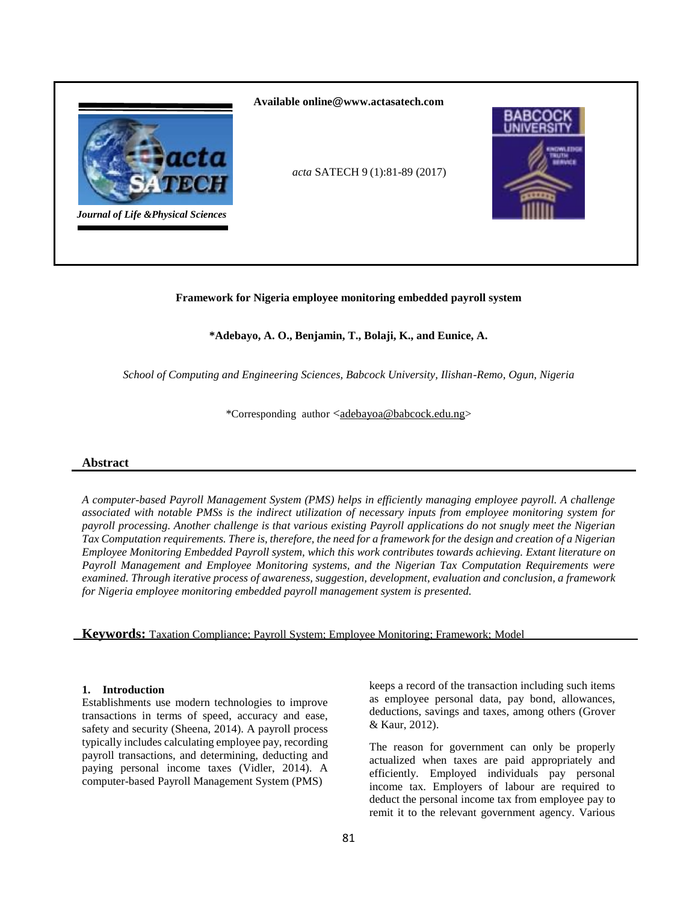Available online@www.actasatech.com

*acta* SATECH 9 (1):81-89 (2017)

*Journal of Life &Physical Sciences*

# Framework for Nigeria employee monitoring embedded payroll system

**\*Adebayo, A. O., Benjamin, T., Bolaji, K., and Eunice, A.**

*School of Computing and Engineering Sciences, Babcock University, Ilishan-Remo, Ogun, Nigeria*

\*Corresponding author <adebayoa@babcock.edu.ng>

## Abstract

*A computer-based Payroll Management System (PMS) helps in efficiently managing employee payroll. A challenge associated with notable PMSs is the indirect utilization of necessary inputs from employee monitoring system for payroll processing. Another challenge is that various existing Payroll applications do not snugly meet the Nigerian Tax Computation requirements. There is, therefore, the need for a framework for the design and creation of a Nigerian Employee Monitoring Embedded Payroll system, which this work contributes towards achieving. Extant literature on Payroll Management and Employee Monitoring systems, and the Nigerian Tax Computation Requirements were examined. Through iterative process of awareness, suggestion, development, evaluation and conclusion, a framework for Nigeria employee monitoring embedded payroll management system is presented.*

**Keywords:** Taxation Compliance; Payroll System; Employee Monitoring; Framework; Model

## 1. Introduction

Establishments use modern technologies to improve transactions in terms of speed, accuracy and ease, safety and security (Sheena, 2014). A payroll process typically includes calculating employee pay, recording payroll transactions, and determining, deducting and paying personal income taxes (Vidler, 2014). A computer-based Payroll Management System (PMS) keeps a record of the transaction including such items as employee personal data, pay bond, allowances, deductions, savings and taxes, among others (Grover & Kaur, 2012).

The reason for government can only be properly actualized when taxes are paid appropriately and efficiently. Employed individuals pay personal income tax. Employers of labour are required to deduct the personal income tax from employee pay to remit it to the relevant government agency. Various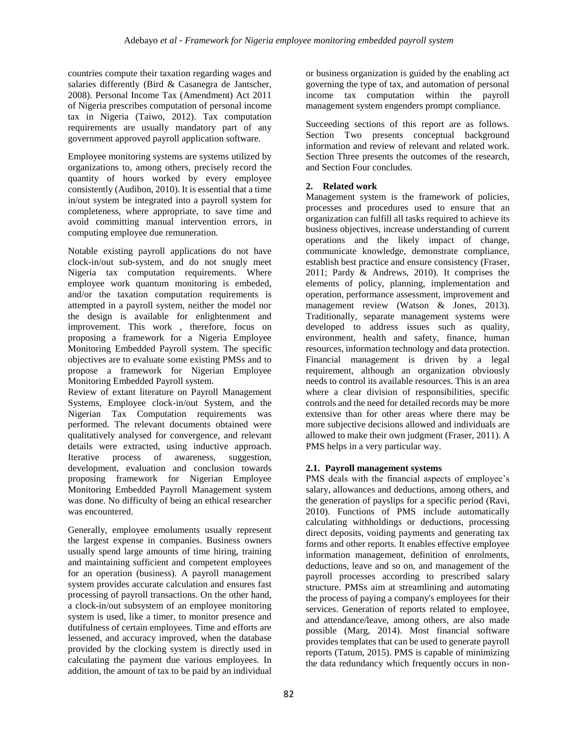countries compute their taxation regarding wages and salaries differently (Bird & Casanegra de Jantscher, 2008). Personal Income Tax (Amendment) Act 2011 of Nigeria prescribes computation of personal income tax in Nigeria (Taiwo, 2012). Tax computation requirements are usually mandatory part of any government approved payroll application software.

Employee monitoring systems are systems utilized by organizations to, among others, precisely record the quantity of hours worked by every employee consistently (Audibon, 2010). It is essential that a time in/out system be integrated into a payroll system for completeness, where appropriate, to save time and avoid committing manual intervention errors, in computing employee due remuneration.

Notable existing payroll applications do not have clock-in/out sub-system, and do not snugly meet Nigeria tax computation requirements. Where employee work quantum monitoring is embeded, and/or the taxation computation requirements is attempted in a payroll system, neither the model nor the design is available for enlightenment and improvement. This work , therefore, focus on proposing a framework for a Nigeria Employee Monitoring Embedded Payroll system. The specific objectives are to evaluate some existing PMSs and to propose a framework for Nigerian Employee Monitoring Embedded Payroll system.

Review of extant literature on Payroll Management Systems, Employee clock-in/out System, and the Nigerian Tax Computation requirements was performed. The relevant documents obtained were qualitatively analysed for convergence, and relevant details were extracted, using inductive approach. Iterative process of awareness, suggestion, development, evaluation and conclusion towards proposing framework for Nigerian Employee Monitoring Embedded Payroll Management system was done. No difficulty of being an ethical researcher was encountered.

Generally, employee emoluments usually represent the largest expense in companies. Business owners usually spend large amounts of time hiring, training and maintaining sufficient and competent employees for an operation (business). A payroll management system provides accurate calculation and ensures fast processing of payroll transactions. On the other hand, a clock-in/out subsystem of an employee monitoring system is used, like a timer, to monitor presence and dutifulness of certain employees. Time and efforts are lessened, and accuracy improved, when the database provided by the clocking system is directly used in calculating the payment due various employees. In addition, the amount of tax to be paid by an individual or business organization is guided by the enabling act governing the type of tax, and automation of personal income tax computation within the payroll management system engenders prompt compliance.

Succeeding sections of this report are as follows. Section Two presents conceptual background information and review of relevant and related work. Section Three presents the outcomes of the research, and Section Four concludes.

## 2. Related work

Management system is the framework of policies, processes and procedures used to ensure that an organization can fulfill all tasks required to achieve its business objectives, increase understanding of current operations and the likely impact of change, communicate knowledge, demonstrate compliance, establish best practice and ensure consistency (Fraser, 2011; Pardy & Andrews, 2010). It comprises the elements of policy, planning, implementation and operation, performance assessment, improvement and management review (Watson & Jones, 2013). Traditionally, separate management systems were developed to address issues such as quality, environment, health and safety, finance, human resources, information technology and data protection. Financial management is driven by a legal requirement, although an organization obviously needs to control its available resources. This is an area where a clear division of responsibilities, specific controls and the need for detailed records may be more extensive than for other areas where there may be more subjective decisions allowed and individuals are allowed to make their own judgment (Fraser, 2011). A PMS helps in a very particular way.

### 2.1. Payroll management systems

PMS deals with the financial aspects of employee's salary, allowances and deductions, among others, and the generation of payslips for a specific period (Ravi, 2010). Functions of PMS include automatically calculating withholdings or deductions, processing direct deposits, voiding payments and generating tax forms and other reports. It enables effective employee information management, definition of enrolments, deductions, leave and so on, and management of the payroll processes according to prescribed salary structure. PMSs aim at streamlining and automating the process of paying a company's employees for their services. Generation of reports related to employee, and attendance/leave, among others, are also made possible (Marg, 2014). Most financial software provides templates that can be used to generate payroll reports (Tatum, 2015). PMS is capable of minimizing the data redundancy which frequently occurs in non-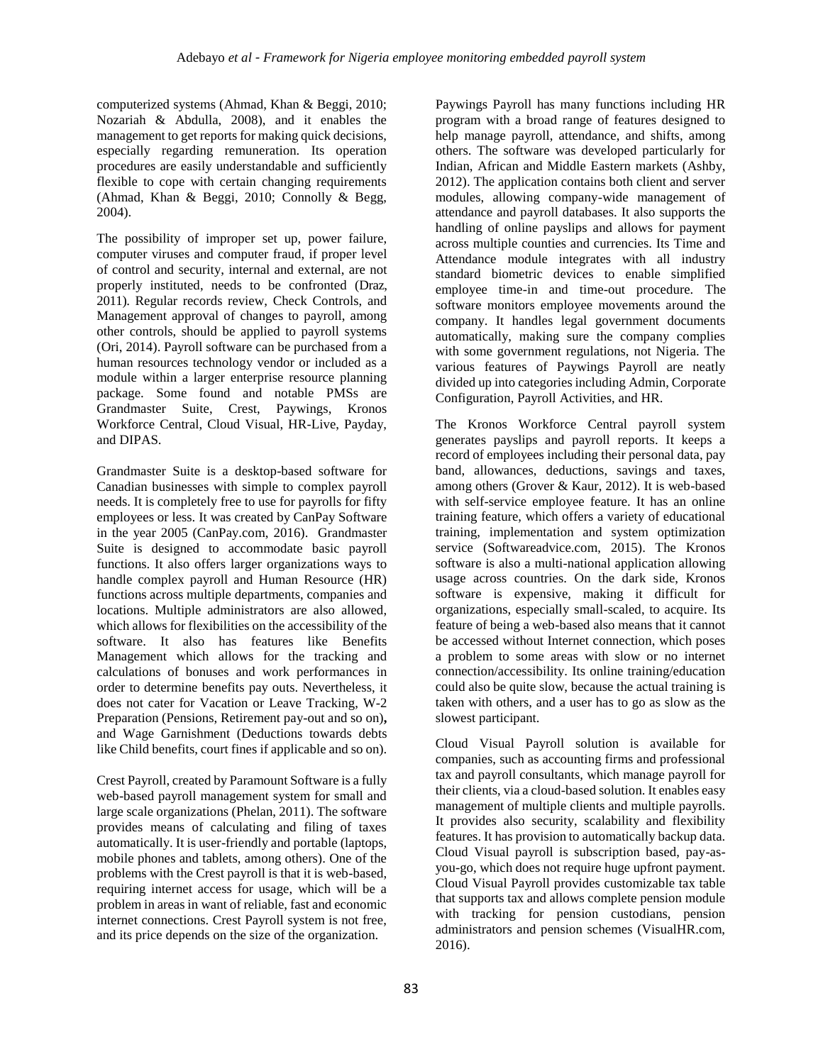computerized systems (Ahmad, Khan & Beggi, 2010; Nozariah & Abdulla, 2008), and it enables the management to get reports for making quick decisions, especially regarding remuneration. Its operation procedures are easily understandable and sufficiently flexible to cope with certain changing requirements (Ahmad, Khan & Beggi, 2010; Connolly & Begg, 2004).

The possibility of improper set up, power failure, computer viruses and computer fraud, if proper level of control and security, internal and external, are not properly instituted, needs to be confronted (Draz, 2011). Regular records review, Check Controls, and Management approval of changes to payroll, among other controls, should be applied to payroll systems (Ori, 2014). Payroll software can be purchased from a human resources technology vendor or included as a module within a larger enterprise resource planning package. Some found and notable PMSs are Grandmaster Suite, Crest, Paywings, Kronos Workforce Central, Cloud Visual, HR-Live, Payday, and DIPAS.

Grandmaster Suite is a desktop-based software for Canadian businesses with simple to complex payroll needs. It is completely free to use for payrolls for fifty employees or less. It was created by CanPay Software in the year 2005 (CanPay.com, 2016). Grandmaster Suite is designed to accommodate basic payroll functions. It also offers larger organizations ways to handle complex payroll and Human Resource (HR) functions across multiple departments, companies and locations. Multiple administrators are also allowed, which allows for flexibilities on the accessibility of the software. It also has features like Benefits Management which allows for the tracking and calculations of bonuses and work performances in order to determine benefits pay outs. Nevertheless, it does not cater for Vacation or Leave Tracking, W-2 Preparation (Pensions, Retirement pay-out and so on), and Wage Garnishment (Deductions towards debts like Child benefits, court fines if applicable and so on).

Crest Payroll, created by Paramount Software is a fully web-based payroll management system for small and large scale organizations (Phelan, 2011). The software provides means of calculating and filing of taxes automatically. It is user-friendly and portable (laptops, mobile phones and tablets, among others). One of the problems with the Crest payroll is that it is web-based, requiring internet access for usage, which will be a problem in areas in want of reliable, fast and economic internet connections. Crest Payroll system is not free, and its price depends on the size of the organization.

Paywings Payroll has many functions including HR program with a broad range of features designed to help manage payroll, attendance, and shifts, among others. The software was developed particularly for Indian, African and Middle Eastern markets (Ashby, 2012). The application contains both client and server modules, allowing company-wide management of attendance and payroll databases. It also supports the handling of online payslips and allows for payment across multiple counties and currencies. Its Time and Attendance module integrates with all industry standard biometric devices to enable simplified employee time-in and time-out procedure. The software monitors employee movements around the company. It handles legal government documents automatically, making sure the company complies with some government regulations, not Nigeria. The various features of Paywings Payroll are neatly divided up into categories including Admin, Corporate Configuration, Payroll Activities, and HR.

The Kronos Workforce Central payroll system generates payslips and payroll reports. It keeps a record of employees including their personal data, pay band, allowances, deductions, savings and taxes, among others (Grover & Kaur, 2012). It is web-based with self-service employee feature. It has an online training feature, which offers a variety of educational training, implementation and system optimization service (Softwareadvice.com, 2015). The Kronos software is also a multi-national application allowing usage across countries. On the dark side, Kronos software is expensive, making it difficult for organizations, especially small-scaled, to acquire. Its feature of being a web-based also means that it cannot be accessed without Internet connection, which poses a problem to some areas with slow or no internet connection/accessibility. Its online training/education could also be quite slow, because the actual training is taken with others, and a user has to go as slow as the slowest participant.

Cloud Visual Payroll solution is available for companies, such as accounting firms and professional tax and payroll consultants, which manage payroll for their clients, via a cloud-based solution. It enables easy management of multiple clients and multiple payrolls. It provides also security, scalability and flexibility features. It has provision to automatically backup data. Cloud Visual payroll is subscription based, pay-as-you-go, which does not require huge upfront payment. Cloud Visual Payroll provides customizable tax table that supports tax and allows complete pension module with tracking for pension custodians, pension administrators and pension schemes (VisualHR.com, 2016).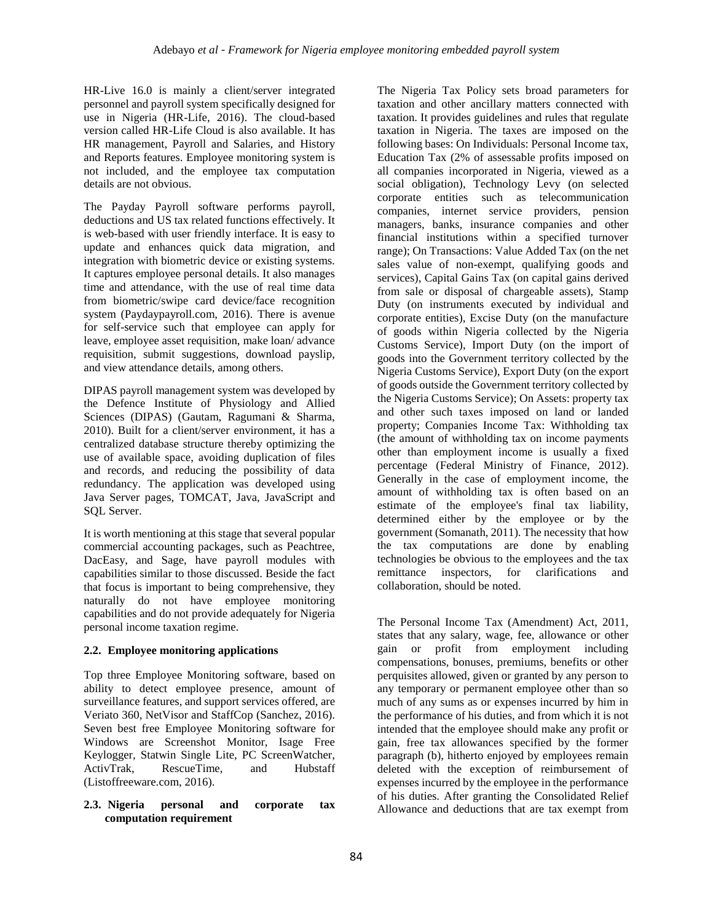HR-Live 16.0 is mainly a client/server integrated personnel and payroll system specifically designed for use in Nigeria (HR-Life, 2016). The cloud-based version called HR-Life Cloud is also available. It has HR management, Payroll and Salaries, and History and Reports features. Employee monitoring system is not included, and the employee tax computation details are not obvious.

The Payday Payroll software performs payroll, deductions and US tax related functions effectively. It is web-based with user friendly interface. It is easy to update and enhances quick data migration, and integration with biometric device or existing systems. It captures employee personal details. It also manages time and attendance, with the use of real time data from biometric/swipe card device/face recognition system (Paydaypayroll.com, 2016). There is avenue for self-service such that employee can apply for leave, employee asset requisition, make loan/ advance requisition, submit suggestions, download payslip, and view attendance details, among others.

DIPAS payroll management system was developed by the Defence Institute of Physiology and Allied Sciences (DIPAS) (Gautam, Ragumani & Sharma, 2010). Built for a client/server environment, it has a centralized database structure thereby optimizing the use of available space, avoiding duplication of files and records, and reducing the possibility of data redundancy. The application was developed using Java Server pages, TOMCAT, Java, JavaScript and SQL Server.

It is worth mentioning at this stage that several popular commercial accounting packages, such as Peachtree, DacEasy, and Sage, have payroll modules with capabilities similar to those discussed. Beside the fact that focus is important to being comprehensive, they naturally do not have employee monitoring capabilities and do not provide adequately for Nigeria personal income taxation regime.

### 2.2. Employee monitoring applications

Top three Employee Monitoring software, based on ability to detect employee presence, amount of surveillance features, and support services offered, are Veriato 360, NetVisor and StaffCop (Sanchez, 2016). Seven best free Employee Monitoring software for Windows are Screenshot Monitor, Isage Free Keylogger, Statwin Single Lite, PC ScreenWatcher, ActivTrak, RescueTime, and Hubstaff (Listoffreeware.com, 2016).

### 2.3. Nigeria personal and corporate tax computation requirement

The Nigeria Tax Policy sets broad parameters for taxation and other ancillary matters connected with taxation. It provides guidelines and rules that regulate taxation in Nigeria. The taxes are imposed on the following bases: On Individuals: Personal Income tax, Education Tax (2% of assessable profits imposed on all companies incorporated in Nigeria, viewed as a social obligation), Technology Levy (on selected corporate entities such as telecommunication companies, internet service providers, pension managers, banks, insurance companies and other financial institutions within a specified turnover range); On Transactions: Value Added Tax (on the net sales value of non-exempt, qualifying goods and services), Capital Gains Tax (on capital gains derived from sale or disposal of chargeable assets), Stamp Duty (on instruments executed by individual and corporate entities), Excise Duty (on the manufacture of goods within Nigeria collected by the Nigeria Customs Service), Import Duty (on the import of goods into the Government territory collected by the Nigeria Customs Service), Export Duty (on the export of goods outside the Government territory collected by the Nigeria Customs Service); On Assets: property tax and other such taxes imposed on land or landed property; Companies Income Tax: Withholding tax (the amount of withholding tax on income payments other than employment income is usually a fixed percentage (Federal Ministry of Finance, 2012). Generally in the case of employment income, the amount of withholding tax is often based on an estimate of the employee's final tax liability, determined either by the employee or by the government (Somanath, 2011). The necessity that how the tax computations are done by enabling technologies be obvious to the employees and the tax remittance inspectors, for clarifications and collaboration, should be noted.

The Personal Income Tax (Amendment) Act, 2011, states that any salary, wage, fee, allowance or other gain or profit from employment including compensations, bonuses, premiums, benefits or other perquisites allowed, given or granted by any person to any temporary or permanent employee other than so much of any sums as or expenses incurred by him in the performance of his duties, and from which it is not intended that the employee should make any profit or gain, free tax allowances specified by the former paragraph (b), hitherto enjoyed by employees remain deleted with the exception of reimbursement of expenses incurred by the employee in the performance of his duties. After granting the Consolidated Relief Allowance and deductions that are tax exempt from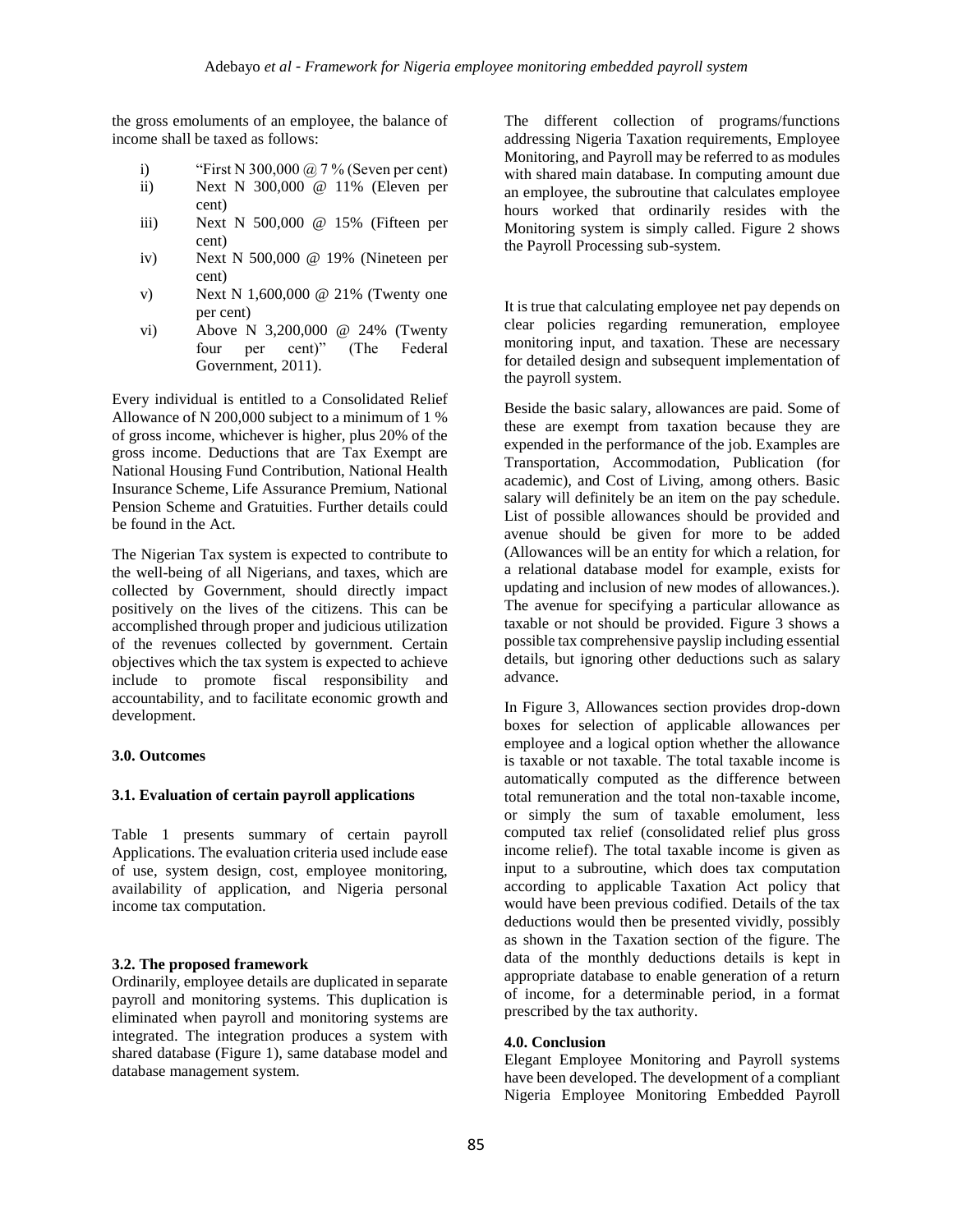the gross emoluments of an employee, the balance of income shall be taxed as follows:

i) "First N 300,000 @ 7 % (Seven per cent)
ii) Next N 300,000 @ 11% (Eleven per cent)
iii) Next N 500,000 @ 15% (Fifteen per cent)
iv) Next N 500,000 @ 19% (Nineteen per cent)
v) Next N 1,600,000 @ 21% (Twenty one per cent)
vi) Above N 3,200,000 @ 24% (Twenty four per cent)" (The Federal Government, 2011).

Every individual is entitled to a Consolidated Relief Allowance of N 200,000 subject to a minimum of 1 % of gross income, whichever is higher, plus 20% of the gross income. Deductions that are Tax Exempt are National Housing Fund Contribution, National Health Insurance Scheme, Life Assurance Premium, National Pension Scheme and Gratuities. Further details could be found in the Act.

The Nigerian Tax system is expected to contribute to the well-being of all Nigerians, and taxes, which are collected by Government, should directly impact positively on the lives of the citizens. This can be accomplished through proper and judicious utilization of the revenues collected by government. Certain objectives which the tax system is expected to achieve include to promote fiscal responsibility and accountability, and to facilitate economic growth and development.

## 3.0. Outcomes

### 3.1. Evaluation of certain payroll applications

Table 1 presents summary of certain payroll Applications. The evaluation criteria used include ease of use, system design, cost, employee monitoring, availability of application, and Nigeria personal income tax computation.

### 3.2. The proposed framework

Ordinarily, employee details are duplicated in separate payroll and monitoring systems. This duplication is eliminated when payroll and monitoring systems are integrated. The integration produces a system with shared database (Figure 1), same database model and database management system.

The different collection of programs/functions addressing Nigeria Taxation requirements, Employee Monitoring, and Payroll may be referred to as modules with shared main database. In computing amount due an employee, the subroutine that calculates employee hours worked that ordinarily resides with the Monitoring system is simply called. Figure 2 shows the Payroll Processing sub-system.

It is true that calculating employee net pay depends on clear policies regarding remuneration, employee monitoring input, and taxation. These are necessary for detailed design and subsequent implementation of the payroll system.

Beside the basic salary, allowances are paid. Some of these are exempt from taxation because they are expended in the performance of the job. Examples are Transportation, Accommodation, Publication (for academic), and Cost of Living, among others. Basic salary will definitely be an item on the pay schedule. List of possible allowances should be provided and avenue should be given for more to be added (Allowances will be an entity for which a relation, for a relational database model for example, exists for updating and inclusion of new modes of allowances.). The avenue for specifying a particular allowance as taxable or not should be provided. Figure 3 shows a possible tax comprehensive payslip including essential details, but ignoring other deductions such as salary advance.

In Figure 3, Allowances section provides drop-down boxes for selection of applicable allowances per employee and a logical option whether the allowance is taxable or not taxable. The total taxable income is automatically computed as the difference between total remuneration and the total non-taxable income, or simply the sum of taxable emolument, less computed tax relief (consolidated relief plus gross income relief). The total taxable income is given as input to a subroutine, which does tax computation according to applicable Taxation Act policy that would have been previous codified. Details of the tax deductions would then be presented vividly, possibly as shown in the Taxation section of the figure. The data of the monthly deductions details is kept in appropriate database to enable generation of a return of income, for a determinable period, in a format prescribed by the tax authority.

## 4.0. Conclusion

Elegant Employee Monitoring and Payroll systems have been developed. The development of a compliant Nigeria Employee Monitoring Embedded Payroll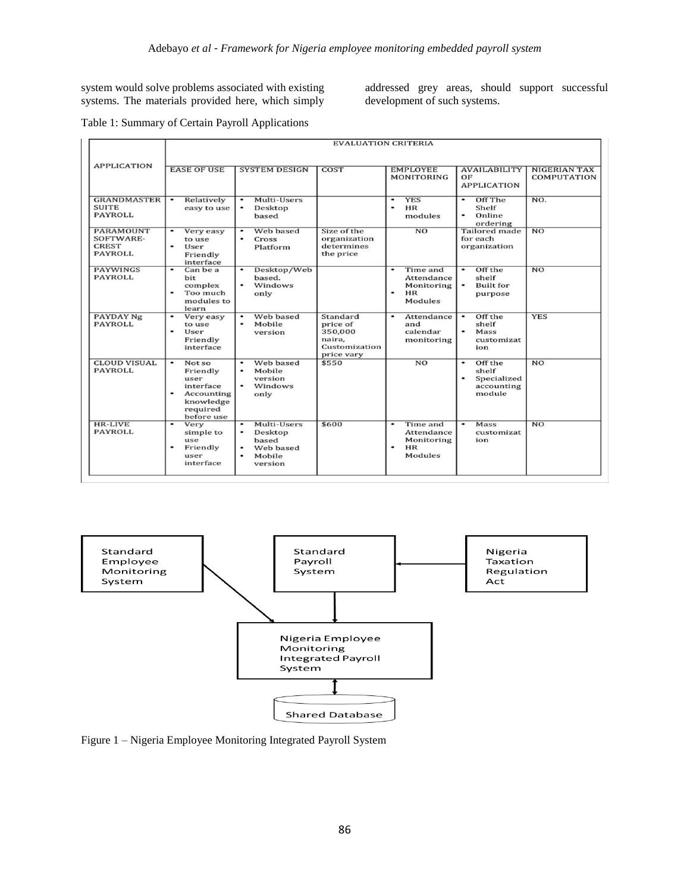system would solve problems associated with existing systems. The materials provided here, which simply addressed grey areas, should support successful development of such systems.

Table 1: Summary of Certain Payroll Applications

| APPLICATION | EVALUATION CRITERIA | | | | | |
|---|---|---|---|---|---|---|
| | EASE OF USE | SYSTEM DESIGN | COST | EMPLOYEE MONITORING | AVAILABILITY OF APPLICATION | NIGERIAN TAX COMPUTATION |
| GRANDMASTER SUITE PAYROLL | • Relatively easy to use | • Multi-Users • Desktop based | | • YES • HR modules | • Off The Shelf • Online ordering | NO. |
| PARAMOUNT SOFTWARE-CREST PAYROLL | • Very easy to use • User Friendly interface | • Web based • Cross Platform | Size of the organization determines the price | NO | Tailored made for each organization | NO |
| PAYWINGS PAYROLL | • Can be a bit complex • Too much modules to learn | • Desktop/Web based. • Windows only | | • Time and Attendance Monitoring • HR Modules | • Off the shelf • Built for purpose | NO |
| PAYDAY Ng PAYROLL | • Very easy to use • User Friendly interface | • Web based • Mobile version | Standard price of 350,000 naira, Customization price vary | • Attendance and calendar monitoring | • Off the shelf • Mass customization | YES |
| CLOUD VISUAL PAYROLL | • Not so Friendly user interface • Accounting knowledge required before use | • Web based • Mobile version • Windows only | $550 | NO | • Off the shelf • Specialized accounting module | NO |
| HR-LIVE PAYROLL | • Very simple to use • Friendly user interface | • Multi-Users • Desktop based • Web based • Mobile version | $600 | • Time and Attendance Monitoring • HR Modules | • Mass customization | NO |

Figure 1 – Nigeria Employee Monitoring Integrated Payroll System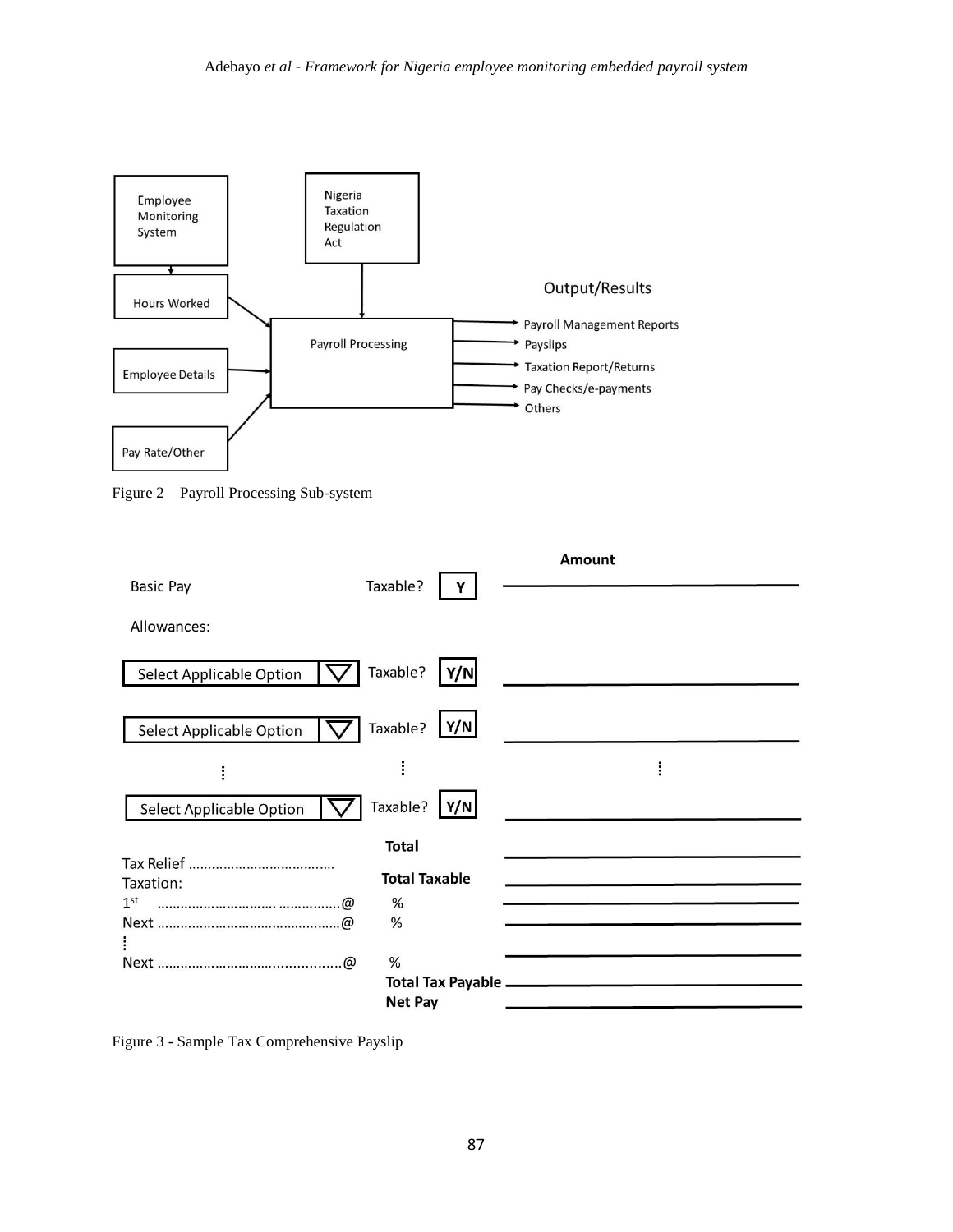Figure 2 – Payroll Processing Sub-system

Figure 3 - Sample Tax Comprehensive Payslip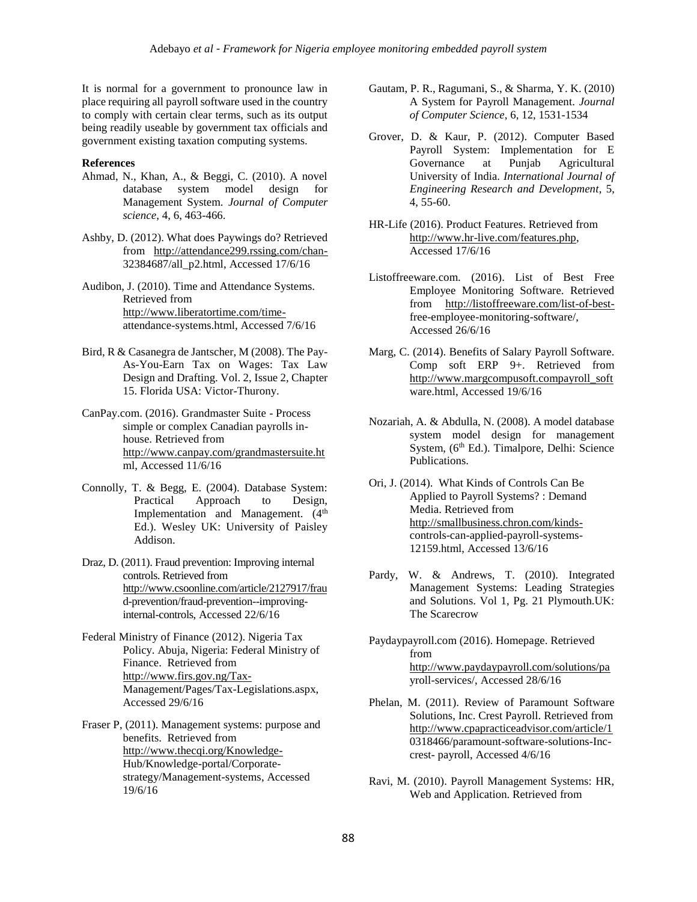It is normal for a government to pronounce law in place requiring all payroll software used in the country to comply with certain clear terms, such as its output being readily useable by government tax officials and government existing taxation computing systems.

**References**

Ahmad, N., Khan, A., & Beggi, C. (2010). A novel database system model design for Management System. *Journal of Computer science*, 4, 6, 463-466.

Ashby, D. (2012). What does Paywings do? Retrieved from http://attendance299.rssing.com/chan-32384687/all_p2.html, Accessed 17/6/16

Audibon, J. (2010). Time and Attendance Systems. Retrieved from http://www.liberatortime.com/time-attendance-systems.html, Accessed 7/6/16

Bird, R & Casanegra de Jantscher, M (2008). The Pay-As-You-Earn Tax on Wages: Tax Law Design and Drafting. Vol. 2, Issue 2, Chapter 15. Florida USA: Victor-Thurony.

CanPay.com. (2016). Grandmaster Suite - Process simple or complex Canadian payrolls in-house. Retrieved from http://www.canpay.com/grandmastersuite.html, Accessed 11/6/16

Connolly, T. & Begg, E. (2004). Database System: Practical Approach to Design, Implementation and Management. (4[th] Ed.). Wesley UK: University of Paisley Addison.

Draz, D. (2011). Fraud prevention: Improving internal controls. Retrieved from http://www.csoonline.com/article/2127917/fraud-prevention/fraud-prevention--improving-internal-controls, Accessed 22/6/16

Federal Ministry of Finance (2012). Nigeria Tax Policy. Abuja, Nigeria: Federal Ministry of Finance. Retrieved from http://www.firs.gov.ng/Tax-Management/Pages/Tax-Legislations.aspx, Accessed 29/6/16

Fraser P, (2011). Management systems: purpose and benefits. Retrieved from http://www.thecqi.org/Knowledge-Hub/Knowledge-portal/Corporate-strategy/Management-systems, Accessed 19/6/16

Gautam, P. R., Ragumani, S., & Sharma, Y. K. (2010) A System for Payroll Management. *Journal of Computer Science*, 6, 12, 1531-1534

Grover, D. & Kaur, P. (2012). Computer Based Payroll System: Implementation for E Governance at Punjab Agricultural University of India. *International Journal of Engineering Research and Development*, 5, 4, 55-60.

HR-Life (2016). Product Features. Retrieved from http://www.hr-live.com/features.php, Accessed 17/6/16

Listoffreeware.com. (2016). List of Best Free Employee Monitoring Software. Retrieved from http://listoffreeware.com/list-of-best-free-employee-monitoring-software/, Accessed 26/6/16

Marg, C. (2014). Benefits of Salary Payroll Software. Comp soft ERP 9+. Retrieved from http://www.margcompusoft.compayroll_software.html, Accessed 19/6/16

Nozariah, A. & Abdulla, N. (2008). A model database system model design for management System, (6[th] Ed.). Timalpore, Delhi: Science Publications.

Ori, J. (2014). What Kinds of Controls Can Be Applied to Payroll Systems? : Demand Media. Retrieved from http://smallbusiness.chron.com/kinds-controls-can-applied-payroll-systems-12159.html, Accessed 13/6/16

Pardy, W. & Andrews, T. (2010). Integrated Management Systems: Leading Strategies and Solutions. Vol 1, Pg. 21 Plymouth.UK: The Scarecrow

Paydaypayroll.com (2016). Homepage. Retrieved from http://www.paydaypayroll.com/solutions/payroll-services/, Accessed 28/6/16

Phelan, M. (2011). Review of Paramount Software Solutions, Inc. Crest Payroll. Retrieved from http://www.cpapracticeadvisor.com/article/10318466/paramount-software-solutions-Inc-crest- payroll, Accessed 4/6/16

Ravi, M. (2010). Payroll Management Systems: HR, Web and Application. Retrieved from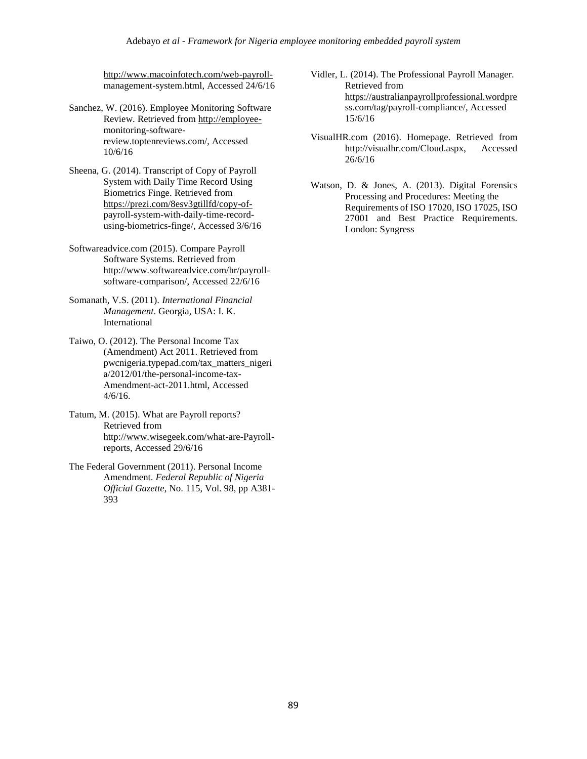http://www.macoinfotech.com/web-payroll-management-system.html, Accessed 24/6/16

Sanchez, W. (2016). Employee Monitoring Software Review. Retrieved from http://employee-monitoring-software-review.toptenreviews.com/, Accessed 10/6/16

Sheena, G. (2014). Transcript of Copy of Payroll System with Daily Time Record Using Biometrics Finge. Retrieved from https://prezi.com/8esv3gtillfd/copy-of-payroll-system-with-daily-time-record-using-biometrics-finge/, Accessed 3/6/16

Softwareadvice.com (2015). Compare Payroll Software Systems. Retrieved from http://www.softwareadvice.com/hr/payroll-software-comparison/, Accessed 22/6/16

Somanath, V.S. (2011). *International Financial Management*. Georgia, USA: I. K. International

Taiwo, O. (2012). The Personal Income Tax (Amendment) Act 2011. Retrieved from pwcnigeria.typepad.com/tax_matters_nigeria/2012/01/the-personal-income-tax-Amendment-act-2011.html, Accessed 4/6/16.

Tatum, M. (2015). What are Payroll reports? Retrieved from http://www.wisegeek.com/what-are-Payroll-reports, Accessed 29/6/16

The Federal Government (2011). Personal Income Amendment. *Federal Republic of Nigeria Official Gazette*, No. 115, Vol. 98, pp A381-393

Vidler, L. (2014). The Professional Payroll Manager. Retrieved from https://australianpayrollprofessional.wordpress.com/tag/payroll-compliance/, Accessed 15/6/16

VisualHR.com (2016). Homepage. Retrieved from http://visualhr.com/Cloud.aspx, Accessed 26/6/16

Watson, D. & Jones, A. (2013). Digital Forensics Processing and Procedures: Meeting the Requirements of ISO 17020, ISO 17025, ISO 27001 and Best Practice Requirements. London: Syngress